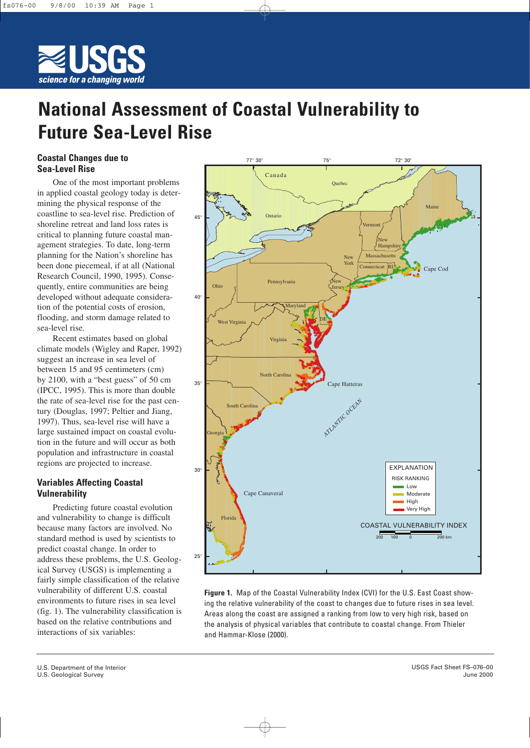# National Assessment of Coastal Vulnerability to Future Sea-Level Rise

## Coastal Changes due to Sea-Level Rise

One of the most important problems in applied coastal geology today is determining the physical response of the coastline to sea-level rise. Prediction of shoreline retreat and land loss rates is critical to planning future coastal management strategies. To date, long-term planning for the Nation's shoreline has been done piecemeal, if at all (National Research Council, 1990, 1995). Consequently, entire communities are being developed without adequate consideration of the potential costs of erosion, flooding, and storm damage related to sea-level rise.

Recent estimates based on global climate models (Wigley and Raper, 1992) suggest an increase in sea level of between 15 and 95 centimeters (cm) by 2100, with a "best guess" of 50 cm (IPCC, 1995). This is more than double the rate of sea-level rise for the past century (Douglas, 1997; Peltier and Jiang, 1997). Thus, sea-level rise will have a large sustained impact on coastal evolution in the future and will occur as both population and infrastructure in coastal regions are projected to increase.

## Variables Affecting Coastal Vulnerability

Predicting future coastal evolution and vulnerability to change is difficult because many factors are involved. No standard method is used by scientists to predict coastal change. In order to address these problems, the U.S. Geological Survey (USGS) is implementing a fairly simple classification of the relative vulnerability of different U.S. coastal environments to future rises in sea level (fig. 1). The vulnerability classification is based on the relative contributions and interactions of six variables:

**Figure 1.** Map of the Coastal Vulnerability Index (CVI) for the U.S. East Coast showing the relative vulnerability of the coast to changes due to future rises in sea level. Areas along the coast are assigned a ranking from low to very high risk, based on the analysis of physical variables that contribute to coastal change. From Thieler and Hammar-Klose (2000).

U.S. Department of the Interior
U.S. Geological Survey

USGS Fact Sheet FS–076–00
June 2000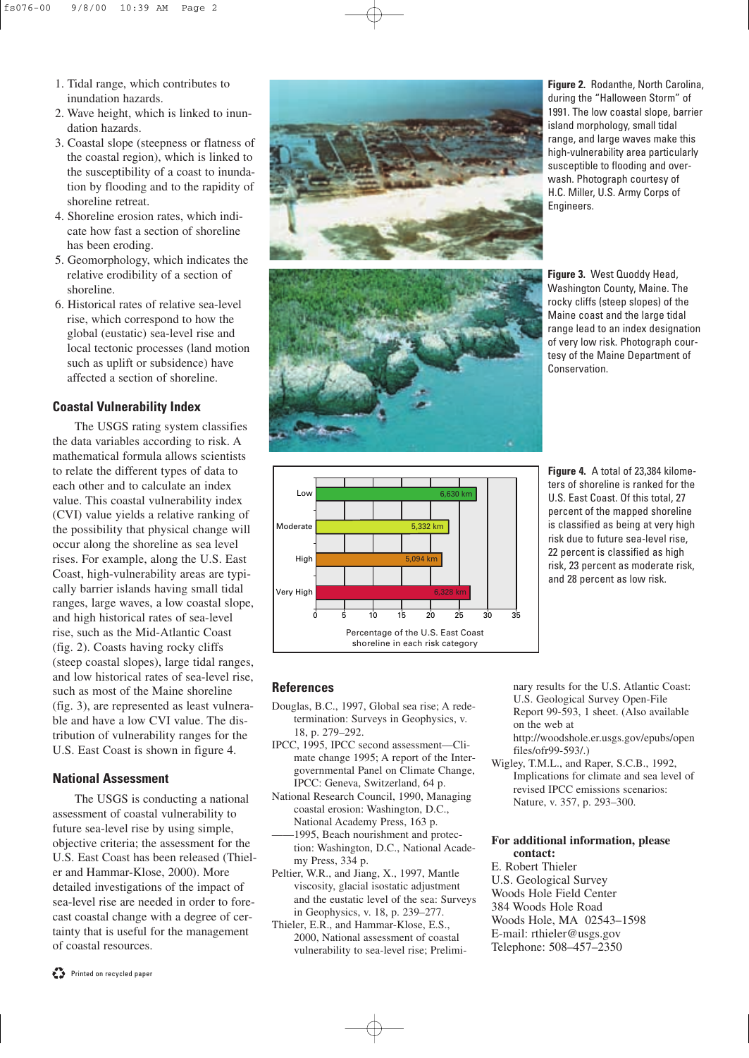1. Tidal range, which contributes to inundation hazards.
2. Wave height, which is linked to inundation hazards.
3. Coastal slope (steepness or flatness of the coastal region), which is linked to the susceptibility of a coast to inundation by flooding and to the rapidity of shoreline retreat.
4. Shoreline erosion rates, which indicate how fast a section of shoreline has been eroding.
5. Geomorphology, which indicates the relative erodibility of a section of shoreline.
6. Historical rates of relative sea-level rise, which correspond to how the global (eustatic) sea-level rise and local tectonic processes (land motion such as uplift or subsidence) have affected a section of shoreline.

## Coastal Vulnerability Index

The USGS rating system classifies the data variables according to risk. A mathematical formula allows scientists to relate the different types of data to each other and to calculate an index value. This coastal vulnerability index (CVI) value yields a relative ranking of the possibility that physical change will occur along the shoreline as sea level rises. For example, along the U.S. East Coast, high-vulnerability areas are typically barrier islands having small tidal ranges, large waves, a low coastal slope, and high historical rates of sea-level rise, such as the Mid-Atlantic Coast (fig. 2). Coasts having rocky cliffs (steep coastal slopes), large tidal ranges, and low historical rates of sea-level rise, such as most of the Maine shoreline (fig. 3), are represented as least vulnerable and have a low CVI value. The distribution of vulnerability ranges for the U.S. East Coast is shown in figure 4.

## National Assessment

The USGS is conducting a national assessment of coastal vulnerability to future sea-level rise by using simple, objective criteria; the assessment for the U.S. East Coast has been released (Thieler and Hammar-Klose, 2000). More detailed investigations of the impact of sea-level rise are needed in order to forecast coastal change with a degree of certainty that is useful for the management of coastal resources.

**Figure 2.** Rodanthe, North Carolina, during the "Halloween Storm" of 1991. The low coastal slope, barrier island morphology, small tidal range, and large waves make this high-vulnerability area particularly susceptible to flooding and overwash. Photograph courtesy of H.C. Miller, U.S. Army Corps of Engineers.

**Figure 3.** West Quoddy Head, Washington County, Maine. The rocky cliffs (steep slopes) of the Maine coast and the large tidal range lead to an index designation of very low risk. Photograph courtesy of the Maine Department of Conservation.

Low
6,630 km
Moderate
5,332 km
High
5,094 km
Very High
6,328 km
0 5 10 15 20 25 30 35
Percentage of the U.S. East Coast shoreline in each risk category

**Figure 4.** A total of 23,384 kilometers of shoreline is ranked for the U.S. East Coast. Of this total, 27 percent of the mapped shoreline is classified as being at very high risk due to future sea-level rise, 22 percent is classified as high risk, 23 percent as moderate risk, and 28 percent as low risk.

## References

Douglas, B.C., 1997, Global sea rise; A redetermination: Surveys in Geophysics, v. 18, p. 279–292.

IPCC, 1995, IPCC second assessment—Climate change 1995; A report of the Intergovernmental Panel on Climate Change, IPCC: Geneva, Switzerland, 64 p.

National Research Council, 1990, Managing coastal erosion: Washington, D.C., National Academy Press, 163 p.

——1995, Beach nourishment and protection: Washington, D.C., National Academy Press, 334 p.

Peltier, W.R., and Jiang, X., 1997, Mantle viscosity, glacial isostatic adjustment and the eustatic level of the sea: Surveys in Geophysics, v. 18, p. 239–277.

Thieler, E.R., and Hammar-Klose, E.S., 2000, National assessment of coastal vulnerability to sea-level rise; Preliminary results for the U.S. Atlantic Coast: U.S. Geological Survey Open-File Report 99-593, 1 sheet. (Also available on the web at http://woodshole.er.usgs.gov/epubs/openfiles/ofr99-593/.)

Wigley, T.M.L., and Raper, S.C.B., 1992, Implications for climate and sea level of revised IPCC emissions scenarios: Nature, v. 357, p. 293–300.

**For additional information, please contact:**

E. Robert Thieler
U.S. Geological Survey
Woods Hole Field Center
384 Woods Hole Road
Woods Hole, MA 02543–1598
E-mail: rthieler@usgs.gov
Telephone: 508–457–2350

Printed on recycled paper